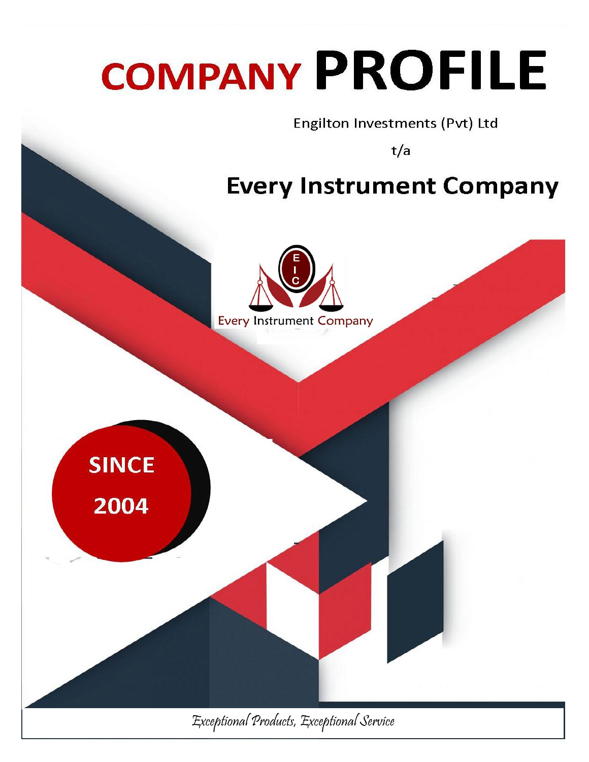# COMPANY PROFILE

Engilton Investments (Pvt) Ltd

t/a

## Every Instrument Company

E I C

Every Instrument Company

SINCE 2004

*Exceptional Products, Exceptional Service*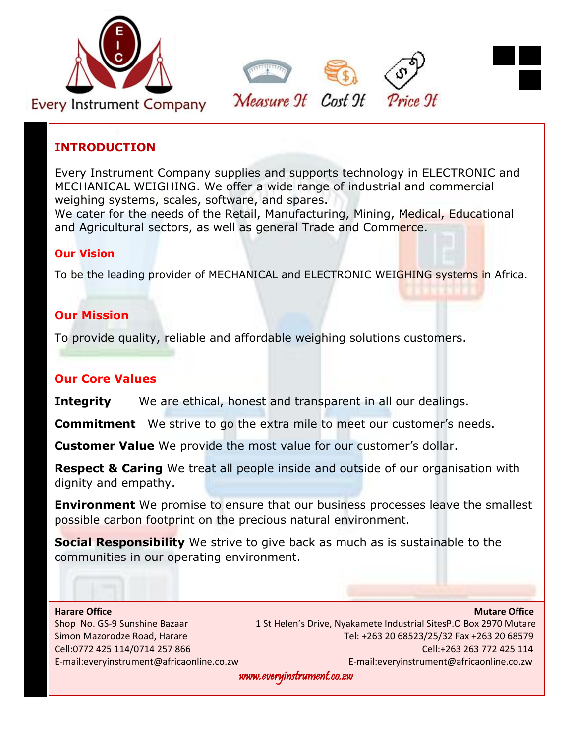Every Instrument Company

Measure It Cost It Price It

## INTRODUCTION

Every Instrument Company supplies and supports technology in ELECTRONIC and MECHANICAL WEIGHING. We offer a wide range of industrial and commercial weighing systems, scales, software, and spares.
We cater for the needs of the Retail, Manufacturing, Mining, Medical, Educational and Agricultural sectors, as well as general Trade and Commerce.

### Our Vision

To be the leading provider of MECHANICAL and ELECTRONIC WEIGHING systems in Africa.

### Our Mission

To provide quality, reliable and affordable weighing solutions customers.

### Our Core Values

**Integrity** We are ethical, honest and transparent in all our dealings.

**Commitment** We strive to go the extra mile to meet our customer's needs.

**Customer Value** We provide the most value for our customer's dollar.

**Respect & Caring** We treat all people inside and outside of our organisation with dignity and empathy.

**Environment** We promise to ensure that our business processes leave the smallest possible carbon footprint on the precious natural environment.

**Social Responsibility** We strive to give back as much as is sustainable to the communities in our operating environment.

**Harare Office**
Shop No. GS-9 Sunshine Bazaar
Simon Mazorodze Road, Harare
Cell:0772 425 114/0714 257 866
E-mail:everyinstrument@africaonline.co.zw

**Mutare Office**
1 St Helen's Drive, Nyakamete Industrial SitesP.O Box 2970 Mutare
Tel: +263 20 68523/25/32 Fax +263 20 68579
Cell:+263 263 772 425 114
E-mail:everyinstrument@africaonline.co.zw

www.everyinstrument.co.zw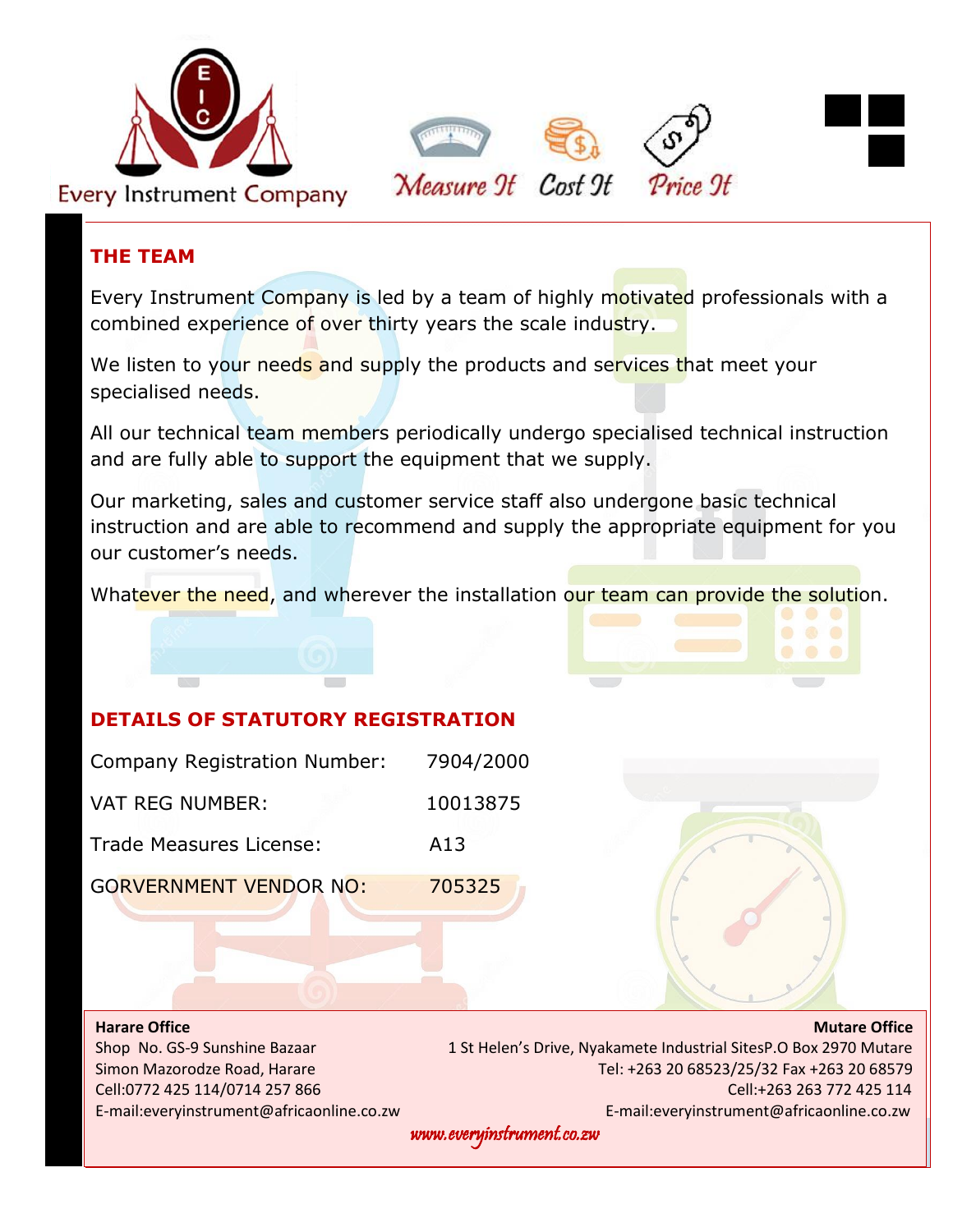Every Instrument Company

*Measure It* *Cost It* *Price It*

## THE TEAM

Every Instrument Company is led by a team of highly motivated professionals with a combined experience of over thirty years the scale industry.

We listen to your needs and supply the products and services that meet your specialised needs.

All our technical team members periodically undergo specialised technical instruction and are fully able to support the equipment that we supply.

Our marketing, sales and customer service staff also undergone basic technical instruction and are able to recommend and supply the appropriate equipment for you our customer's needs.

Whatever the need, and wherever the installation our team can provide the solution.

## DETAILS OF STATUTORY REGISTRATION

| | |
|---|---|
| Company Registration Number: | 7904/2000 |
| VAT REG NUMBER: | 10013875 |
| Trade Measures License: | A13 |
| GORVERNMENT VENDOR NO: | 705325 |

**Harare Office**
Shop No. GS-9 Sunshine Bazaar
Simon Mazorodze Road, Harare
Cell:0772 425 114/0714 257 866
E-mail:everyinstrument@africaonline.co.zw

**Mutare Office**
1 St Helen's Drive, Nyakamete Industrial SitesP.O Box 2970 Mutare
Tel: +263 20 68523/25/32 Fax +263 20 68579
Cell:+263 263 772 425 114
E-mail:everyinstrument@africaonline.co.zw

www.everyinstrument.co.zw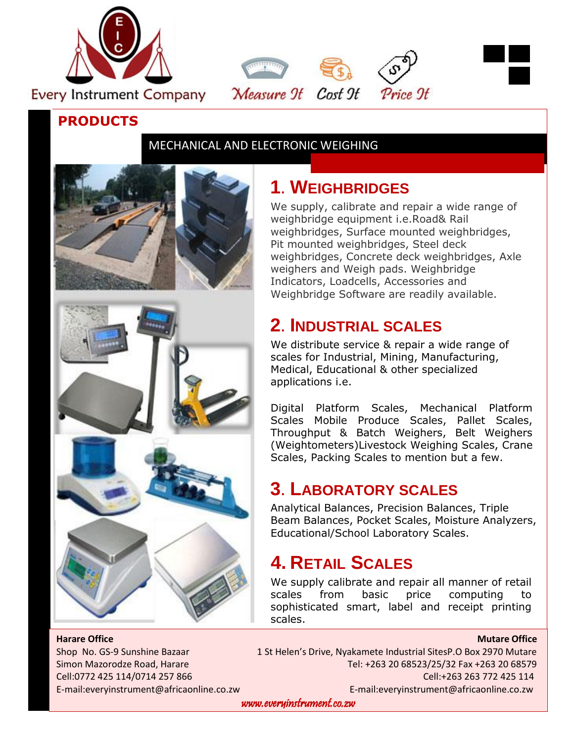Every Instrument Company

*Measure It* *Cost It* *Price It*

# PRODUCTS

## MECHANICAL AND ELECTRONIC WEIGHING

### 1. WEIGHBRIDGES

We supply, calibrate and repair a wide range of weighbridge equipment i.e.Road& Rail weighbridges, Surface mounted weighbridges, Pit mounted weighbridges, Steel deck weighbridges, Concrete deck weighbridges, Axle weighers and Weigh pads. Weighbridge Indicators, Loadcells, Accessories and Weighbridge Software are readily available.

### 2. INDUSTRIAL SCALES

We distribute service & repair a wide range of scales for Industrial, Mining, Manufacturing, Medical, Educational & other specialized applications i.e.

Digital Platform Scales, Mechanical Platform Scales Mobile Produce Scales, Pallet Scales, Throughput & Batch Weighers, Belt Weighers (Weightometers)Livestock Weighing Scales, Crane Scales, Packing Scales to mention but a few.

### 3. LABORATORY SCALES

Analytical Balances, Precision Balances, Triple Beam Balances, Pocket Scales, Moisture Analyzers, Educational/School Laboratory Scales.

### 4. RETAIL SCALES

We supply calibrate and repair all manner of retail scales from basic price computing to sophisticated smart, label and receipt printing scales.

**Harare Office**
Shop No. GS-9 Sunshine Bazaar
Simon Mazorodze Road, Harare
Cell:0772 425 114/0714 257 866
E-mail:everyinstrument@africaonline.co.zw

**Mutare Office**
1 St Helen's Drive, Nyakamete Industrial SitesP.O Box 2970 Mutare
Tel: +263 20 68523/25/32 Fax +263 20 68579
Cell:+263 263 772 425 114
E-mail:everyinstrument@africaonline.co.zw

*www.everyinstrument.co.zw*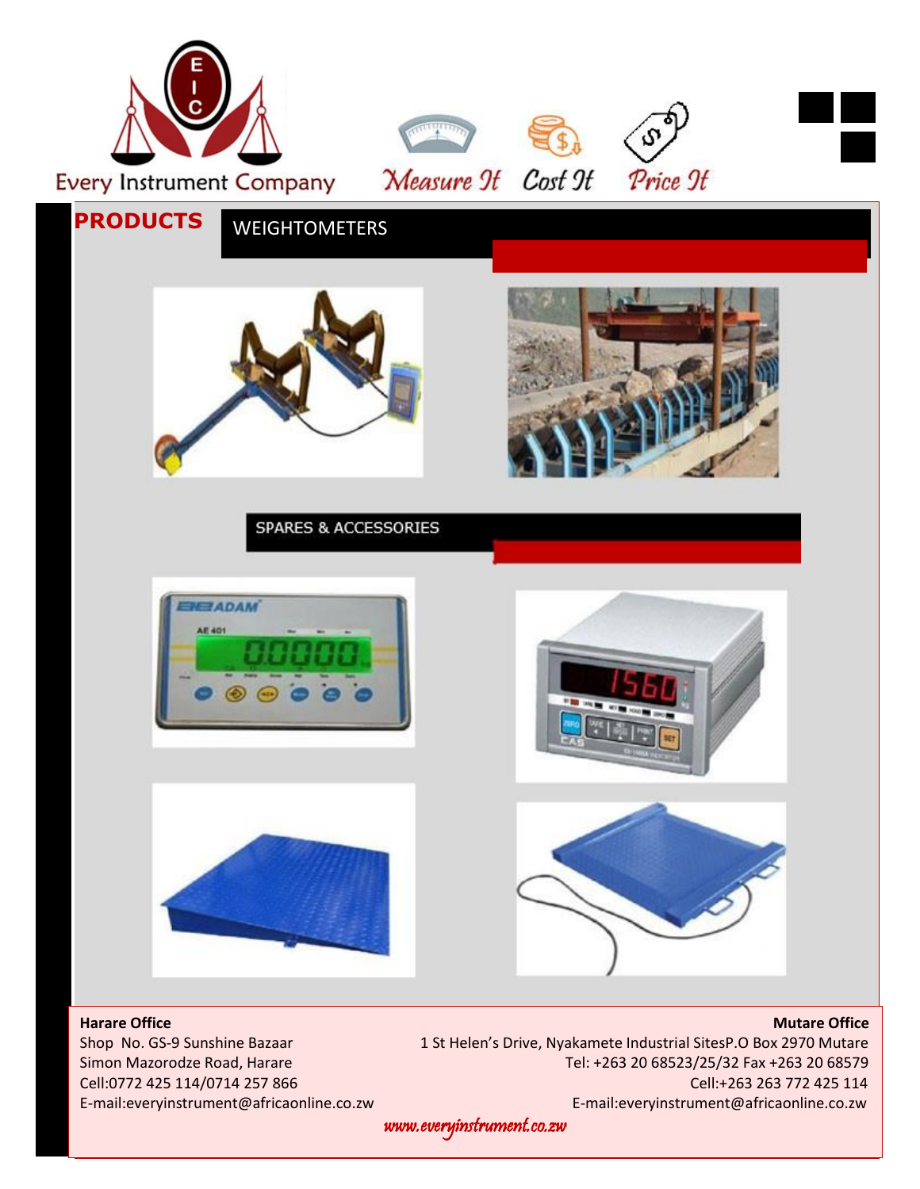Every Instrument Company

*Measure It* *Cost It* *Price It*

# PRODUCTS

## WEIGHTOMETERS

## SPARES & ACCESSORIES

**Harare Office**
Shop No. GS-9 Sunshine Bazaar
Simon Mazorodze Road, Harare
Cell:0772 425 114/0714 257 866
E-mail:everyinstrument@africaonline.co.zw

**Mutare Office**
1 St Helen's Drive, Nyakamete Industrial SitesP.O Box 2970 Mutare
Tel: +263 20 68523/25/32 Fax +263 20 68579
Cell:+263 263 772 425 114
E-mail:everyinstrument@africaonline.co.zw

*www.everyinstrument.co.zw*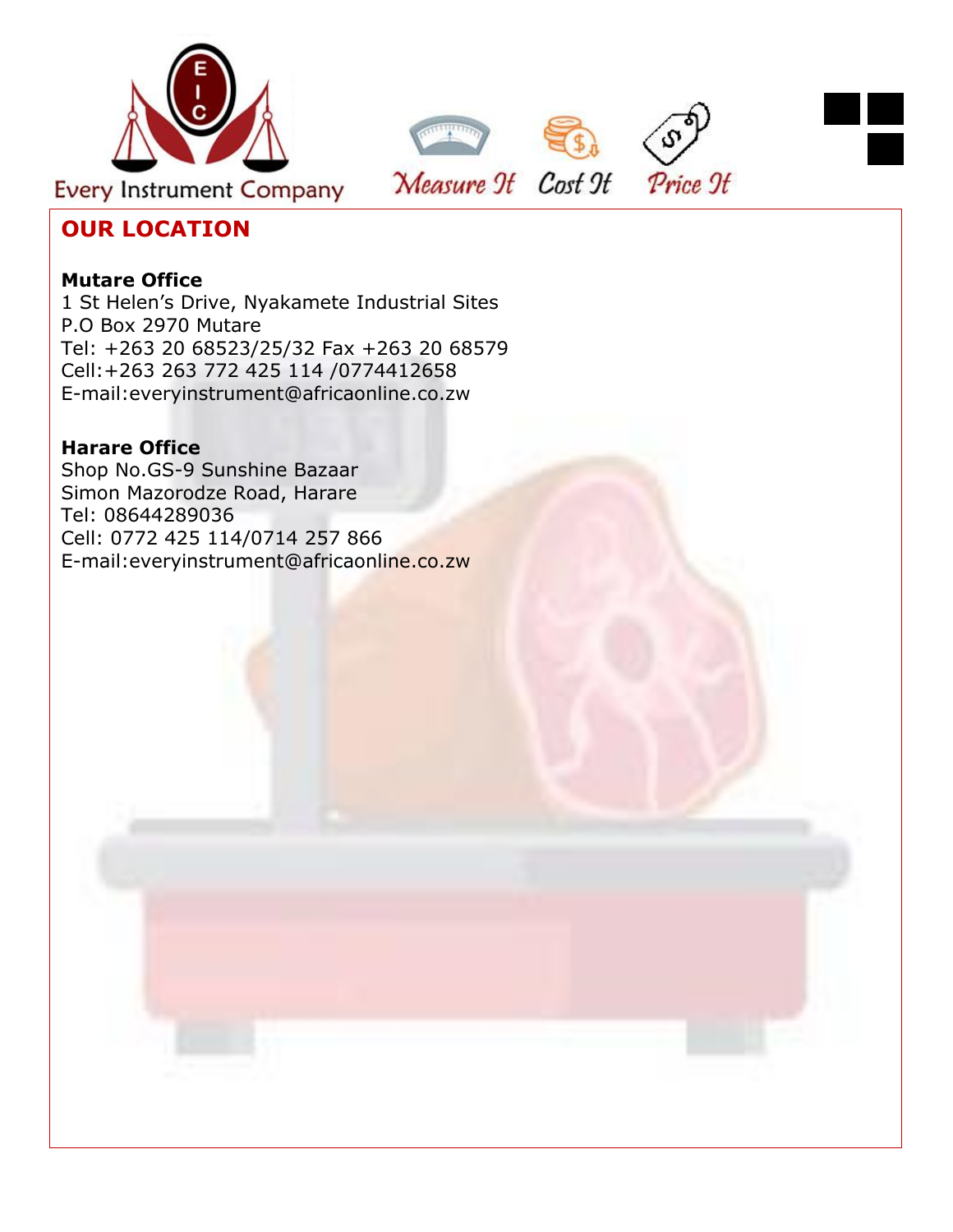Every Instrument Company

Measure It Cost It Price It

## OUR LOCATION

**Mutare Office**
1 St Helen's Drive, Nyakamete Industrial Sites
P.O Box 2970 Mutare
Tel: +263 20 68523/25/32 Fax +263 20 68579
Cell:+263 263 772 425 114 /0774412658
E-mail:everyinstrument@africaonline.co.zw

**Harare Office**
Shop No.GS-9 Sunshine Bazaar
Simon Mazorodze Road, Harare
Tel: 08644289036
Cell: 0772 425 114/0714 257 866
E-mail:everyinstrument@africaonline.co.zw